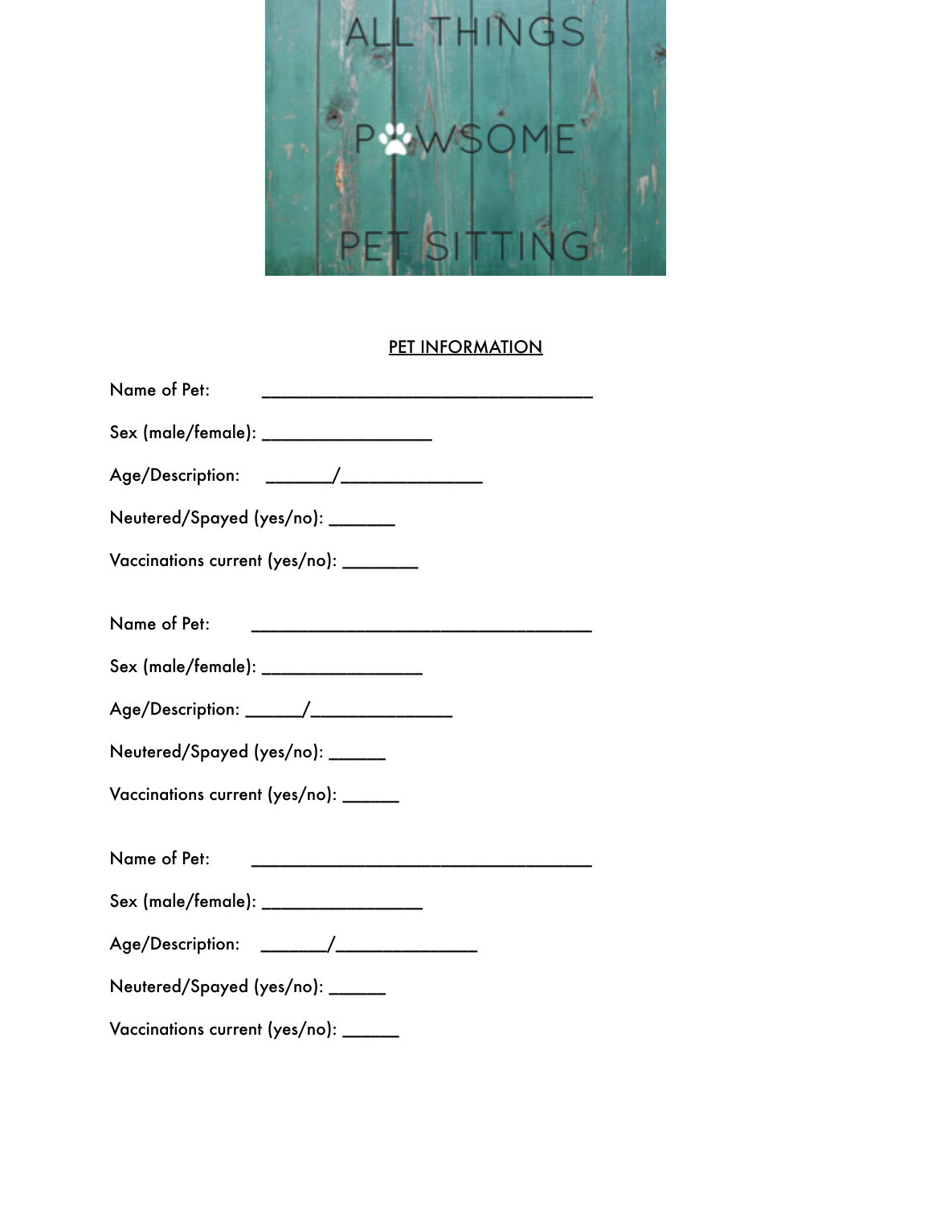ALL THINGS

PAWSOME

PET SITTING

## PET INFORMATION

Name of Pet: ______________________________________

Sex (male/female): ___________________

Age/Description: _______/______________

Neutered/Spayed (yes/no): _______

Vaccinations current (yes/no): ________

Name of Pet: ______________________________________

Sex (male/female): __________________

Age/Description: ______/______________

Neutered/Spayed (yes/no): ______

Vaccinations current (yes/no): ______

Name of Pet: ______________________________________

Sex (male/female): __________________

Age/Description: _______/______________

Neutered/Spayed (yes/no): ______

Vaccinations current (yes/no): ______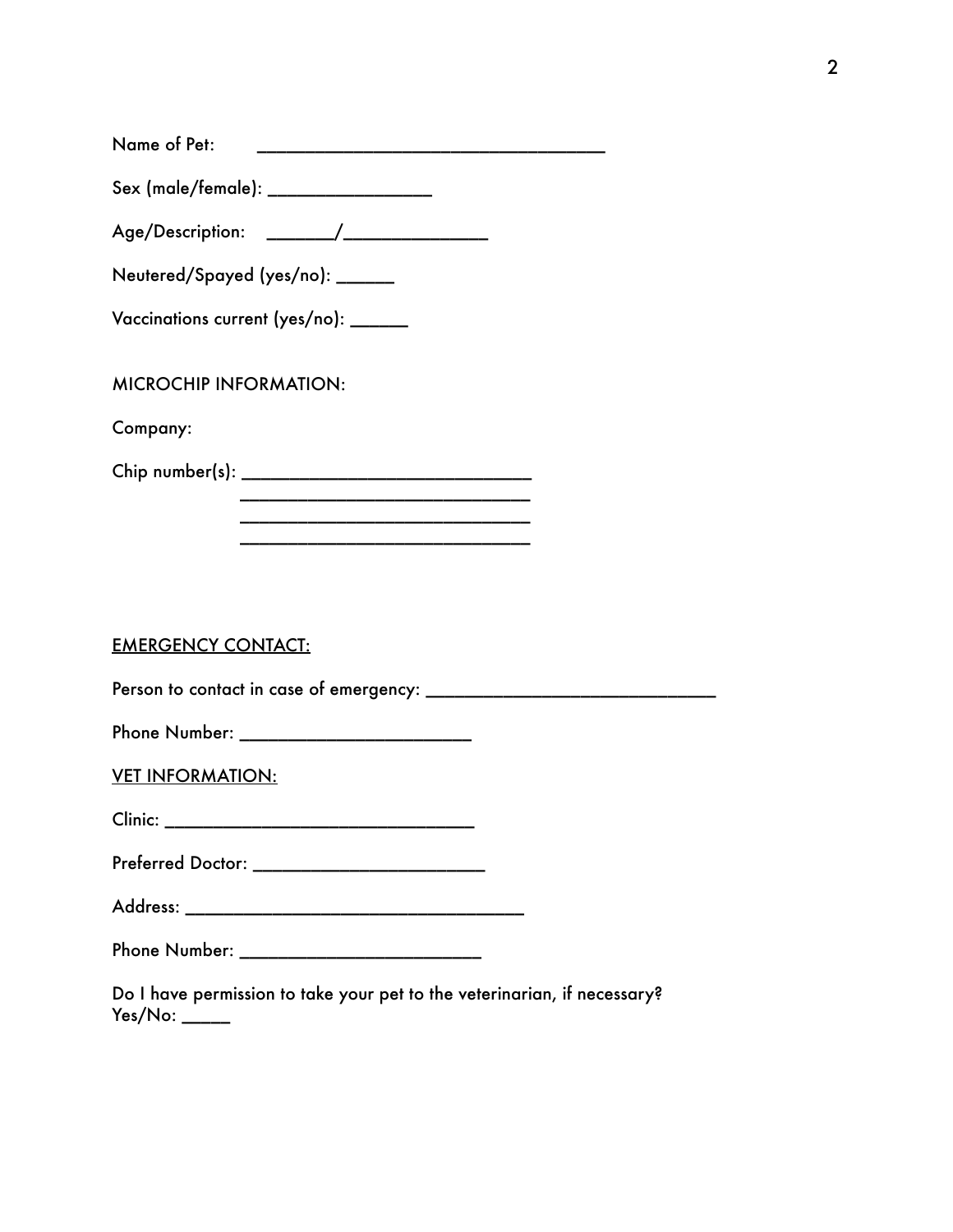Name of Pet: ___________________________________

Sex (male/female): ________________

Age/Description: _______/______________

Neutered/Spayed (yes/no): ______

Vaccinations current (yes/no): ______

MICROCHIP INFORMATION:

Company:

Chip number(s): _____________________________
_____________________________
_____________________________
_____________________________

<u>EMERGENCY CONTACT:</u>

Person to contact in case of emergency: _____________________________

Phone Number: _______________________

<u>VET INFORMATION:</u>

Clinic: _______________________________

Preferred Doctor: _______________________

Address: __________________________________

Phone Number: ________________________

Do I have permission to take your pet to the veterinarian, if necessary?
Yes/No: _____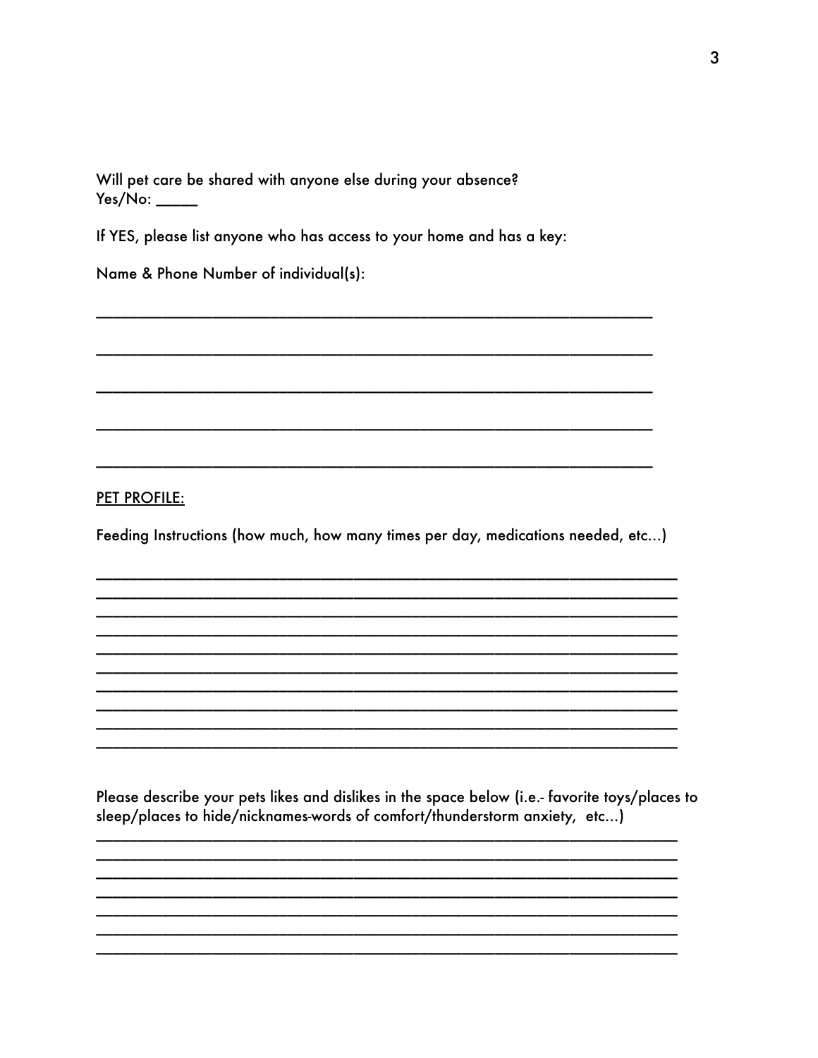Will pet care be shared with anyone else during your absence?
Yes/No: _____

If YES, please list anyone who has access to your home and has a key:

Name & Phone Number of individual(s):

______________________________________________________________________

______________________________________________________________________

______________________________________________________________________

______________________________________________________________________

______________________________________________________________________

PET PROFILE:

Feeding Instructions (how much, how many times per day, medications needed, etc...)

______________________________________________________________________
______________________________________________________________________
______________________________________________________________________
______________________________________________________________________
______________________________________________________________________
______________________________________________________________________
______________________________________________________________________
______________________________________________________________________
______________________________________________________________________
______________________________________________________________________

Please describe your pets likes and dislikes in the space below (i.e.- favorite toys/places to sleep/places to hide/nicknames-words of comfort/thunderstorm anxiety, etc...)
______________________________________________________________________
______________________________________________________________________
______________________________________________________________________
______________________________________________________________________
______________________________________________________________________
______________________________________________________________________
______________________________________________________________________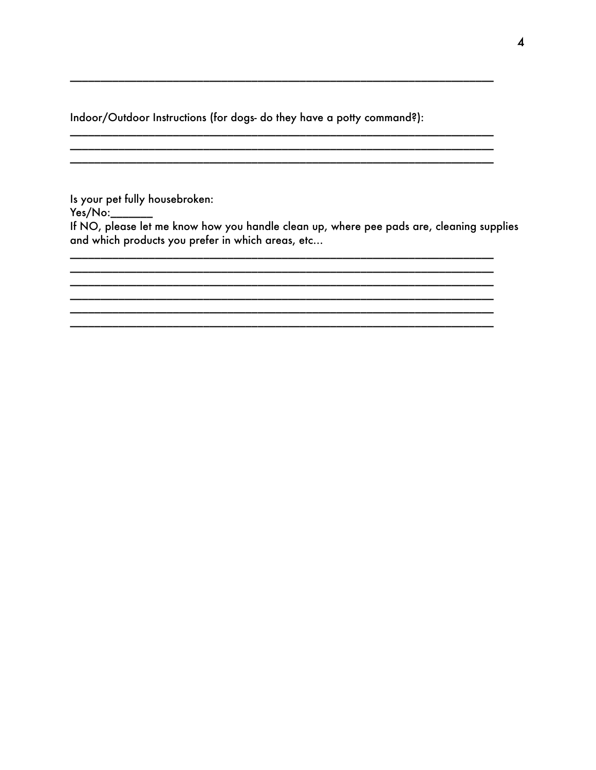\_\_\_\_\_\_\_\_\_\_\_\_\_\_\_\_\_\_\_\_\_\_\_\_\_\_\_\_\_\_\_\_\_\_\_\_\_\_\_\_\_\_\_\_\_\_\_\_\_\_\_\_\_\_\_\_\_\_\_\_\_\_

Indoor/Outdoor Instructions (for dogs- do they have a potty command?):

\_\_\_\_\_\_\_\_\_\_\_\_\_\_\_\_\_\_\_\_\_\_\_\_\_\_\_\_\_\_\_\_\_\_\_\_\_\_\_\_\_\_\_\_\_\_\_\_\_\_\_\_\_\_\_\_\_\_\_\_\_\_
\_\_\_\_\_\_\_\_\_\_\_\_\_\_\_\_\_\_\_\_\_\_\_\_\_\_\_\_\_\_\_\_\_\_\_\_\_\_\_\_\_\_\_\_\_\_\_\_\_\_\_\_\_\_\_\_\_\_\_\_\_\_
\_\_\_\_\_\_\_\_\_\_\_\_\_\_\_\_\_\_\_\_\_\_\_\_\_\_\_\_\_\_\_\_\_\_\_\_\_\_\_\_\_\_\_\_\_\_\_\_\_\_\_\_\_\_\_\_\_\_\_\_\_\_

Is your pet fully housebroken:
Yes/No:\_\_\_\_\_\_\_
If NO, please let me know how you handle clean up, where pee pads are, cleaning supplies and which products you prefer in which areas, etc...

\_\_\_\_\_\_\_\_\_\_\_\_\_\_\_\_\_\_\_\_\_\_\_\_\_\_\_\_\_\_\_\_\_\_\_\_\_\_\_\_\_\_\_\_\_\_\_\_\_\_\_\_\_\_\_\_\_\_\_\_\_\_
\_\_\_\_\_\_\_\_\_\_\_\_\_\_\_\_\_\_\_\_\_\_\_\_\_\_\_\_\_\_\_\_\_\_\_\_\_\_\_\_\_\_\_\_\_\_\_\_\_\_\_\_\_\_\_\_\_\_\_\_\_\_
\_\_\_\_\_\_\_\_\_\_\_\_\_\_\_\_\_\_\_\_\_\_\_\_\_\_\_\_\_\_\_\_\_\_\_\_\_\_\_\_\_\_\_\_\_\_\_\_\_\_\_\_\_\_\_\_\_\_\_\_\_\_
\_\_\_\_\_\_\_\_\_\_\_\_\_\_\_\_\_\_\_\_\_\_\_\_\_\_\_\_\_\_\_\_\_\_\_\_\_\_\_\_\_\_\_\_\_\_\_\_\_\_\_\_\_\_\_\_\_\_\_\_\_\_
\_\_\_\_\_\_\_\_\_\_\_\_\_\_\_\_\_\_\_\_\_\_\_\_\_\_\_\_\_\_\_\_\_\_\_\_\_\_\_\_\_\_\_\_\_\_\_\_\_\_\_\_\_\_\_\_\_\_\_\_\_\_
\_\_\_\_\_\_\_\_\_\_\_\_\_\_\_\_\_\_\_\_\_\_\_\_\_\_\_\_\_\_\_\_\_\_\_\_\_\_\_\_\_\_\_\_\_\_\_\_\_\_\_\_\_\_\_\_\_\_\_\_\_\_